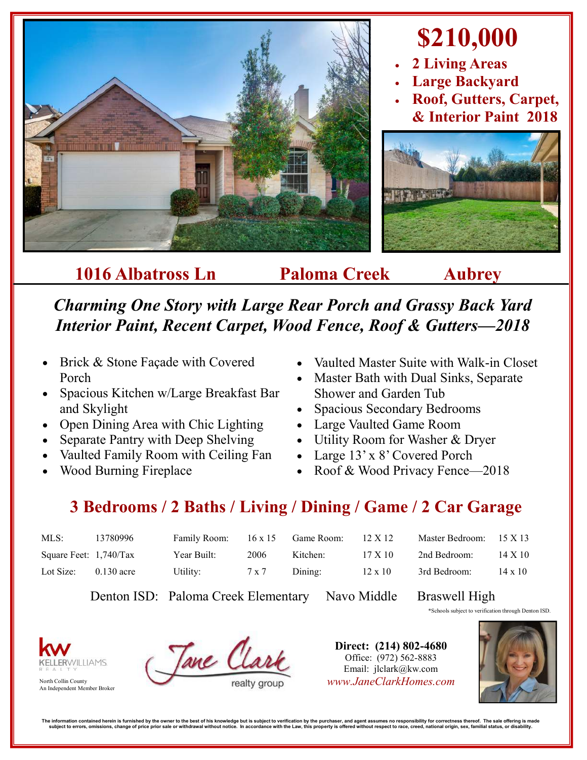# $210,000

- **2 Living Areas**
- **Large Backyard**
- **Roof, Gutters, Carpet, & Interior Paint 2018**

## 1016 Albatross Ln — Paloma Creek — Aubrey

***Charming One Story with Large Rear Porch and Grassy Back Yard***
***Interior Paint, Recent Carpet, Wood Fence, Roof & Gutters—2018***

- Brick & Stone Façade with Covered Porch
- Spacious Kitchen w/Large Breakfast Bar and Skylight
- Open Dining Area with Chic Lighting
- Separate Pantry with Deep Shelving
- Vaulted Family Room with Ceiling Fan
- Wood Burning Fireplace
- Vaulted Master Suite with Walk-in Closet
- Master Bath with Dual Sinks, Separate Shower and Garden Tub
- Spacious Secondary Bedrooms
- Large Vaulted Game Room
- Utility Room for Washer & Dryer
- Large 13' x 8' Covered Porch
- Roof & Wood Privacy Fence—2018

## 3 Bedrooms / 2 Baths / Living / Dining / Game / 2 Car Garage

| | | | | | | | |
|---|---|---|---|---|---|---|---|
| MLS: | 13780996 | Family Room: | 16 x 15 | Game Room: | 12 X 12 | Master Bedroom: | 15 X 13 |
| Square Feet: | 1,740/Tax | Year Built: | 2006 | Kitchen: | 17 X 10 | 2nd Bedroom: | 14 X 10 |
| Lot Size: | 0.130 acre | Utility: | 7 x 7 | Dining: | 12 x 10 | 3rd Bedroom: | 14 x 10 |

Denton ISD: Paloma Creek Elementary Navo Middle Braswell High

*Schools subject to verification through Denton ISD.

KELLERWILLIAMS. REALTY
North Collin County
An Independent Member Broker

Jane Clark realty group

**Direct: (214) 802-4680**
Office: (972) 562-8883
Email: jlclark@kw.com
*www.JaneClarkHomes.com*

The information contained herein is furnished by the owner to the best of his knowledge but is subject to verification by the purchaser, and agent assumes no responsibility for correctness thereof. The sale offering is made subject to errors, omissions, change of price prior sale or withdrawal without notice. In accordance with the Law, this property is offered without respect to race, creed, national origin, sex, familial status, or disability.